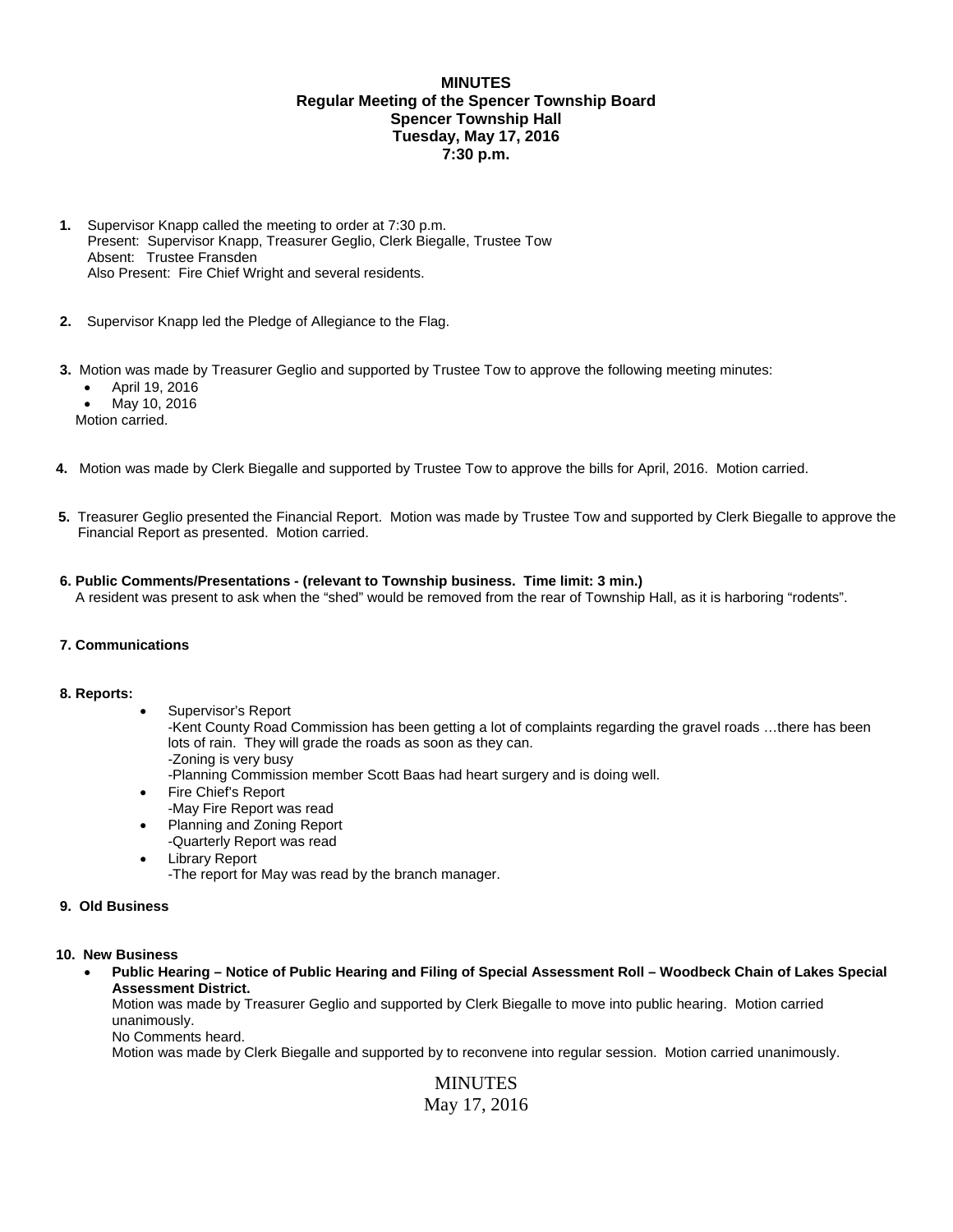**MINUTES**
**Regular Meeting of the Spencer Township Board**
**Spencer Township Hall**
**Tuesday, May 17, 2016**
**7:30 p.m.**

1. Supervisor Knapp called the meeting to order at 7:30 p.m.
   Present: Supervisor Knapp, Treasurer Geglio, Clerk Biegalle, Trustee Tow
   Absent: Trustee Fransden
   Also Present: Fire Chief Wright and several residents.

2. Supervisor Knapp led the Pledge of Allegiance to the Flag.

3. Motion was made by Treasurer Geglio and supported by Trustee Tow to approve the following meeting minutes:
   - April 19, 2016
   - May 10, 2016

   Motion carried.

4. Motion was made by Clerk Biegalle and supported by Trustee Tow to approve the bills for April, 2016. Motion carried.

5. Treasurer Geglio presented the Financial Report. Motion was made by Trustee Tow and supported by Clerk Biegalle to approve the Financial Report as presented. Motion carried.

**6. Public Comments/Presentations - (relevant to Township business. Time limit: 3 min.)**
A resident was present to ask when the "shed" would be removed from the rear of Township Hall, as it is harboring "rodents".

**7. Communications**

**8. Reports:**

- Supervisor's Report
  -Kent County Road Commission has been getting a lot of complaints regarding the gravel roads …there has been lots of rain. They will grade the roads as soon as they can.
  -Zoning is very busy
  -Planning Commission member Scott Baas had heart surgery and is doing well.
- Fire Chief's Report
  -May Fire Report was read
- Planning and Zoning Report
  -Quarterly Report was read
- Library Report
  -The report for May was read by the branch manager.

**9. Old Business**

**10. New Business**

- **Public Hearing – Notice of Public Hearing and Filing of Special Assessment Roll – Woodbeck Chain of Lakes Special Assessment District.**
  Motion was made by Treasurer Geglio and supported by Clerk Biegalle to move into public hearing. Motion carried unanimously.
  No Comments heard.
  Motion was made by Clerk Biegalle and supported by to reconvene into regular session. Motion carried unanimously.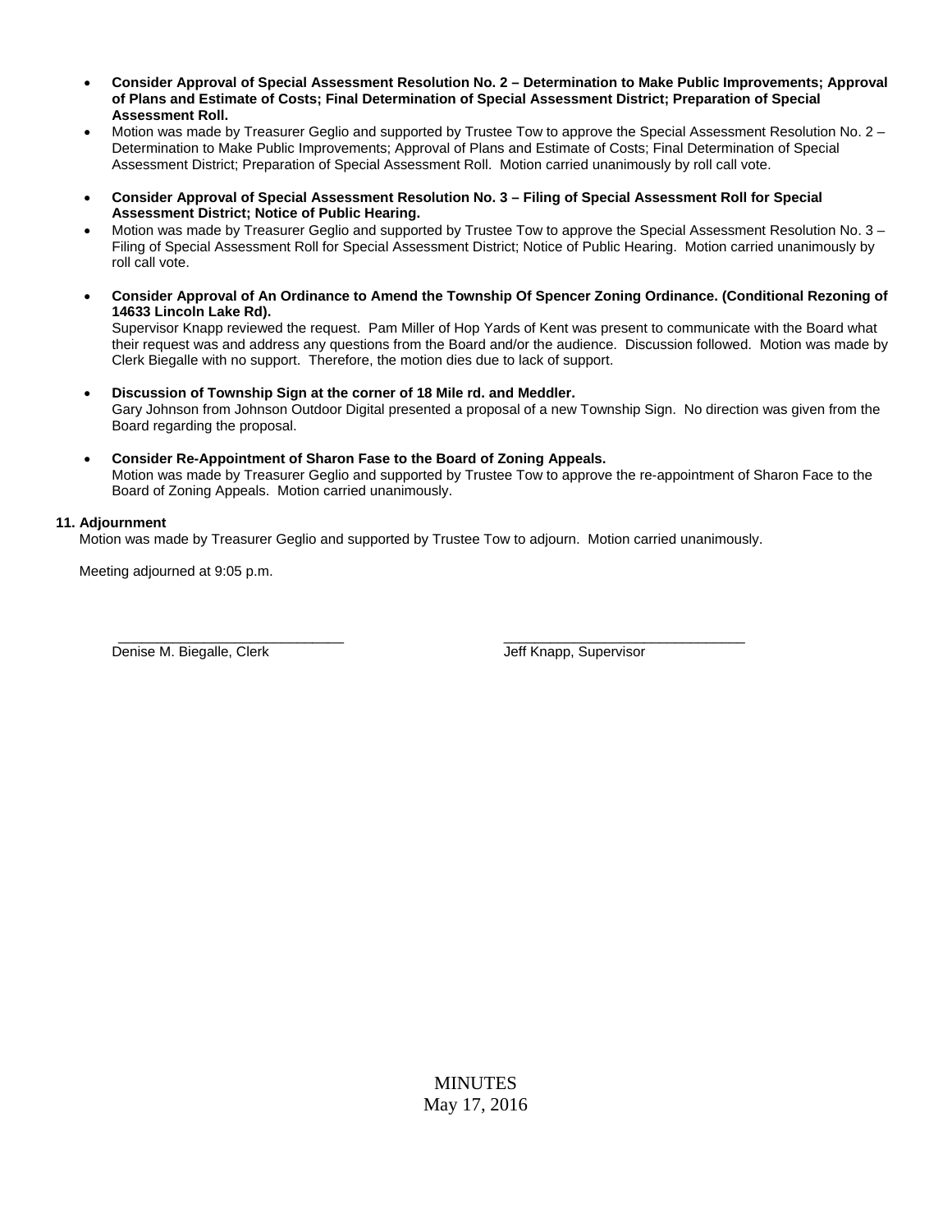- **Consider Approval of Special Assessment Resolution No. 2 – Determination to Make Public Improvements; Approval of Plans and Estimate of Costs; Final Determination of Special Assessment District; Preparation of Special Assessment Roll.**
- Motion was made by Treasurer Geglio and supported by Trustee Tow to approve the Special Assessment Resolution No. 2 – Determination to Make Public Improvements; Approval of Plans and Estimate of Costs; Final Determination of Special Assessment District; Preparation of Special Assessment Roll. Motion carried unanimously by roll call vote.

- **Consider Approval of Special Assessment Resolution No. 3 – Filing of Special Assessment Roll for Special Assessment District; Notice of Public Hearing.**
- Motion was made by Treasurer Geglio and supported by Trustee Tow to approve the Special Assessment Resolution No. 3 – Filing of Special Assessment Roll for Special Assessment District; Notice of Public Hearing. Motion carried unanimously by roll call vote.

- **Consider Approval of An Ordinance to Amend the Township Of Spencer Zoning Ordinance. (Conditional Rezoning of 14633 Lincoln Lake Rd).**
  Supervisor Knapp reviewed the request. Pam Miller of Hop Yards of Kent was present to communicate with the Board what their request was and address any questions from the Board and/or the audience. Discussion followed. Motion was made by Clerk Biegalle with no support. Therefore, the motion dies due to lack of support.

- **Discussion of Township Sign at the corner of 18 Mile rd. and Meddler.**
  Gary Johnson from Johnson Outdoor Digital presented a proposal of a new Township Sign. No direction was given from the Board regarding the proposal.

- **Consider Re-Appointment of Sharon Fase to the Board of Zoning Appeals.**
  Motion was made by Treasurer Geglio and supported by Trustee Tow to approve the re-appointment of Sharon Face to the Board of Zoning Appeals. Motion carried unanimously.

**11. Adjournment**

Motion was made by Treasurer Geglio and supported by Trustee Tow to adjourn. Motion carried unanimously.

Meeting adjourned at 9:05 p.m.

\_\_\_\_\_\_\_\_\_\_\_\_\_\_\_\_\_\_\_\_\_\_\_\_\_\_\_\_\_\_ \_\_\_\_\_\_\_\_\_\_\_\_\_\_\_\_\_\_\_\_\_\_\_\_\_\_\_\_\_\_\_\_

Denise M. Biegalle, Clerk Jeff Knapp, Supervisor